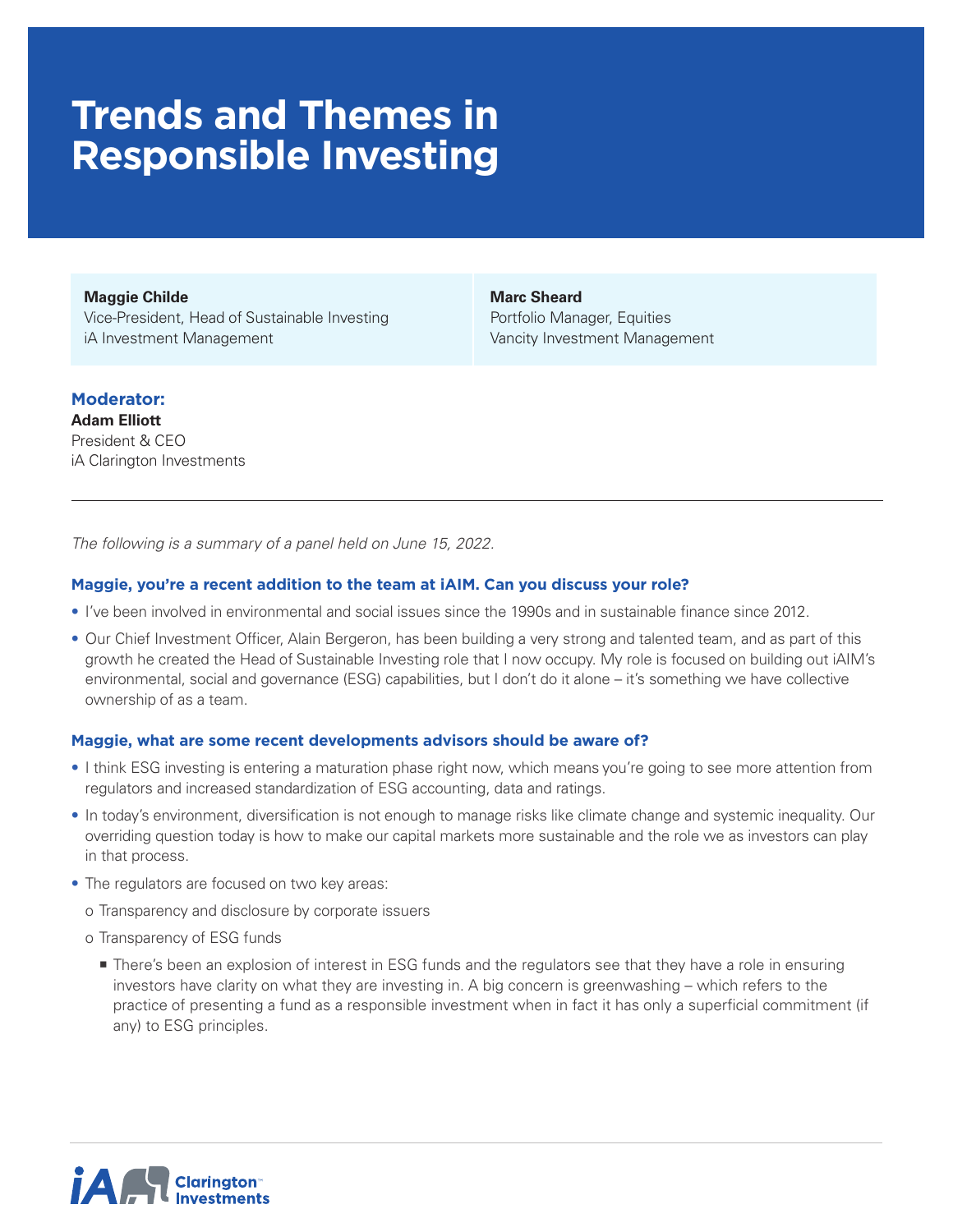# Trends and Themes in Responsible Investing

**Maggie Childe**
Vice-President, Head of Sustainable Investing
iA Investment Management

**Marc Sheard**
Portfolio Manager, Equities
Vancity Investment Management

**Moderator:**
**Adam Elliott**
President & CEO
iA Clarington Investments

---

*The following is a summary of a panel held on June 15, 2022.*

### Maggie, you're a recent addition to the team at iAIM. Can you discuss your role?

- I've been involved in environmental and social issues since the 1990s and in sustainable finance since 2012.
- Our Chief Investment Officer, Alain Bergeron, has been building a very strong and talented team, and as part of this growth he created the Head of Sustainable Investing role that I now occupy. My role is focused on building out iAIM's environmental, social and governance (ESG) capabilities, but I don't do it alone – it's something we have collective ownership of as a team.

### Maggie, what are some recent developments advisors should be aware of?

- I think ESG investing is entering a maturation phase right now, which means you're going to see more attention from regulators and increased standardization of ESG accounting, data and ratings.
- In today's environment, diversification is not enough to manage risks like climate change and systemic inequality. Our overriding question today is how to make our capital markets more sustainable and the role we as investors can play in that process.
- The regulators are focused on two key areas:
  - Transparency and disclosure by corporate issuers
  - Transparency of ESG funds
    - There's been an explosion of interest in ESG funds and the regulators see that they have a role in ensuring investors have clarity on what they are investing in. A big concern is greenwashing – which refers to the practice of presenting a fund as a responsible investment when in fact it has only a superficial commitment (if any) to ESG principles.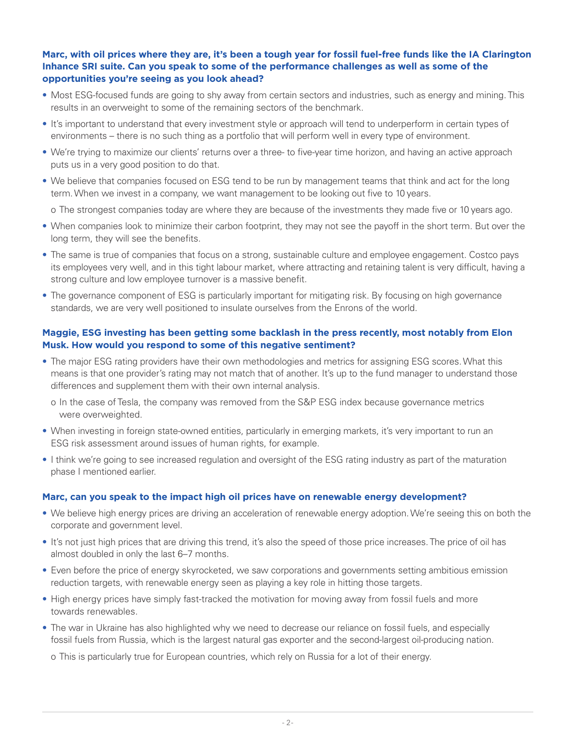**Marc, with oil prices where they are, it's been a tough year for fossil fuel-free funds like the IA Clarington Inhance SRI suite. Can you speak to some of the performance challenges as well as some of the opportunities you're seeing as you look ahead?**

- Most ESG-focused funds are going to shy away from certain sectors and industries, such as energy and mining. This results in an overweight to some of the remaining sectors of the benchmark.
- It's important to understand that every investment style or approach will tend to underperform in certain types of environments – there is no such thing as a portfolio that will perform well in every type of environment.
- We're trying to maximize our clients' returns over a three- to five-year time horizon, and having an active approach puts us in a very good position to do that.
- We believe that companies focused on ESG tend to be run by management teams that think and act for the long term. When we invest in a company, we want management to be looking out five to 10 years.
  - The strongest companies today are where they are because of the investments they made five or 10 years ago.
- When companies look to minimize their carbon footprint, they may not see the payoff in the short term. But over the long term, they will see the benefits.
- The same is true of companies that focus on a strong, sustainable culture and employee engagement. Costco pays its employees very well, and in this tight labour market, where attracting and retaining talent is very difficult, having a strong culture and low employee turnover is a massive benefit.
- The governance component of ESG is particularly important for mitigating risk. By focusing on high governance standards, we are very well positioned to insulate ourselves from the Enrons of the world.

**Maggie, ESG investing has been getting some backlash in the press recently, most notably from Elon Musk. How would you respond to some of this negative sentiment?**

- The major ESG rating providers have their own methodologies and metrics for assigning ESG scores. What this means is that one provider's rating may not match that of another. It's up to the fund manager to understand those differences and supplement them with their own internal analysis.
  - In the case of Tesla, the company was removed from the S&P ESG index because governance metrics were overweighted.
- When investing in foreign state-owned entities, particularly in emerging markets, it's very important to run an ESG risk assessment around issues of human rights, for example.
- I think we're going to see increased regulation and oversight of the ESG rating industry as part of the maturation phase I mentioned earlier.

**Marc, can you speak to the impact high oil prices have on renewable energy development?**

- We believe high energy prices are driving an acceleration of renewable energy adoption. We're seeing this on both the corporate and government level.
- It's not just high prices that are driving this trend, it's also the speed of those price increases. The price of oil has almost doubled in only the last 6–7 months.
- Even before the price of energy skyrocketed, we saw corporations and governments setting ambitious emission reduction targets, with renewable energy seen as playing a key role in hitting those targets.
- High energy prices have simply fast-tracked the motivation for moving away from fossil fuels and more towards renewables.
- The war in Ukraine has also highlighted why we need to decrease our reliance on fossil fuels, and especially fossil fuels from Russia, which is the largest natural gas exporter and the second-largest oil-producing nation.
  - This is particularly true for European countries, which rely on Russia for a lot of their energy.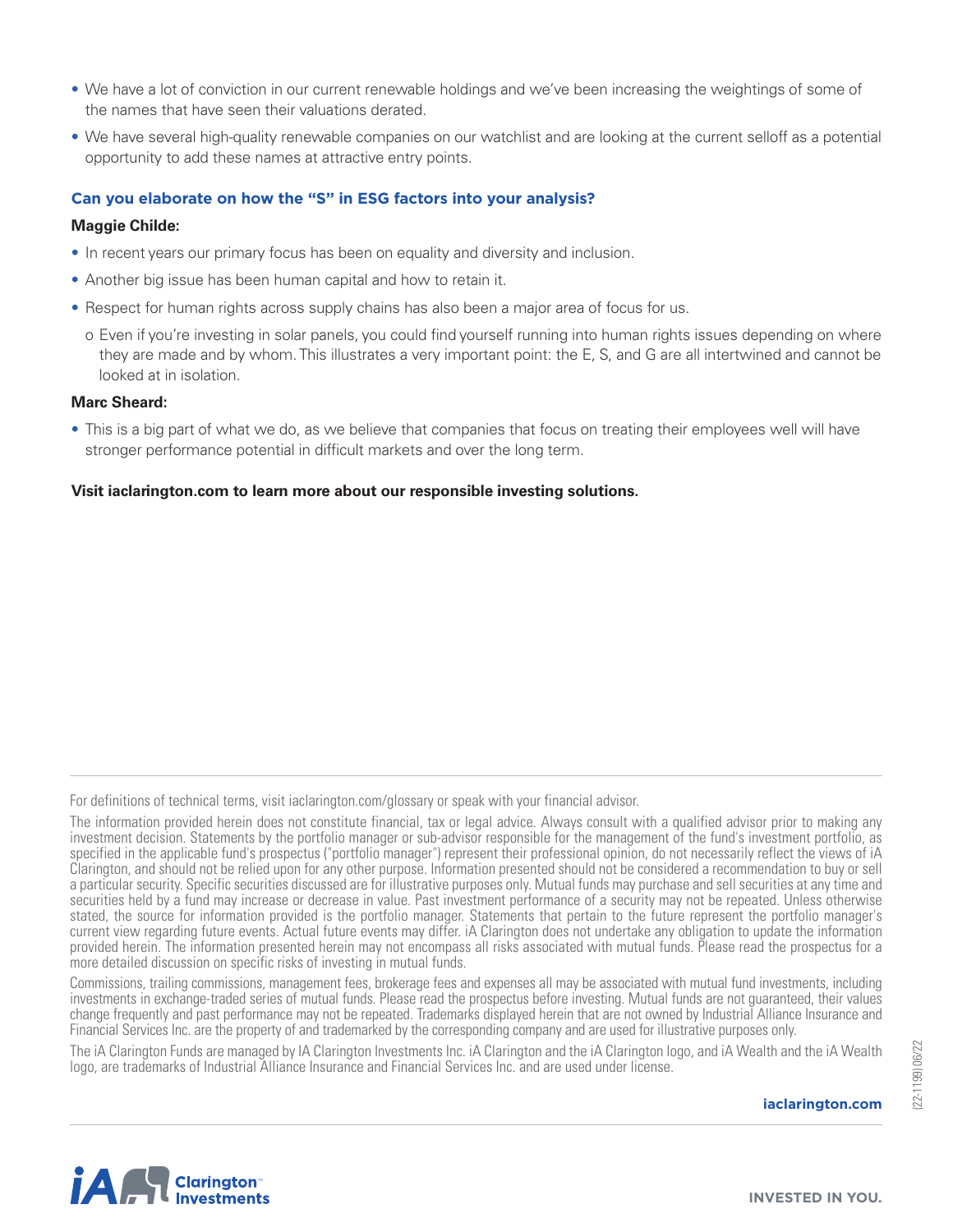- We have a lot of conviction in our current renewable holdings and we've been increasing the weightings of some of the names that have seen their valuations derated.
- We have several high-quality renewable companies on our watchlist and are looking at the current selloff as a potential opportunity to add these names at attractive entry points.

### Can you elaborate on how the "S" in ESG factors into your analysis?

**Maggie Childe:**

- In recent years our primary focus has been on equality and diversity and inclusion.
- Another big issue has been human capital and how to retain it.
- Respect for human rights across supply chains has also been a major area of focus for us.
  - Even if you're investing in solar panels, you could find yourself running into human rights issues depending on where they are made and by whom. This illustrates a very important point: the E, S, and G are all intertwined and cannot be looked at in isolation.

**Marc Sheard:**

- This is a big part of what we do, as we believe that companies that focus on treating their employees well will have stronger performance potential in difficult markets and over the long term.

**Visit iaclarington.com to learn more about our responsible investing solutions.**

For definitions of technical terms, visit iaclarington.com/glossary or speak with your financial advisor.

The information provided herein does not constitute financial, tax or legal advice. Always consult with a qualified advisor prior to making any investment decision. Statements by the portfolio manager or sub-advisor responsible for the management of the fund's investment portfolio, as specified in the applicable fund's prospectus ("portfolio manager") represent their professional opinion, do not necessarily reflect the views of iA Clarington, and should not be relied upon for any other purpose. Information presented should not be considered a recommendation to buy or sell a particular security. Specific securities discussed are for illustrative purposes only. Mutual funds may purchase and sell securities at any time and securities held by a fund may increase or decrease in value. Past investment performance of a security may not be repeated. Unless otherwise stated, the source for information provided is the portfolio manager. Statements that pertain to the future represent the portfolio manager's current view regarding future events. Actual future events may differ. iA Clarington does not undertake any obligation to update the information provided herein. The information presented herein may not encompass all risks associated with mutual funds. Please read the prospectus for a more detailed discussion on specific risks of investing in mutual funds.

Commissions, trailing commissions, management fees, brokerage fees and expenses all may be associated with mutual fund investments, including investments in exchange-traded series of mutual funds. Please read the prospectus before investing. Mutual funds are not guaranteed, their values change frequently and past performance may not be repeated. Trademarks displayed herein that are not owned by Industrial Alliance Insurance and Financial Services Inc. are the property of and trademarked by the corresponding company and are used for illustrative purposes only.

The iA Clarington Funds are managed by IA Clarington Investments Inc. iA Clarington and the iA Clarington logo, and iA Wealth and the iA Wealth logo, are trademarks of Industrial Alliance Insurance and Financial Services Inc. and are used under license.

(22-1199) 06/22

iaclarington.com

iA Clarington Investments

INVESTED IN YOU.